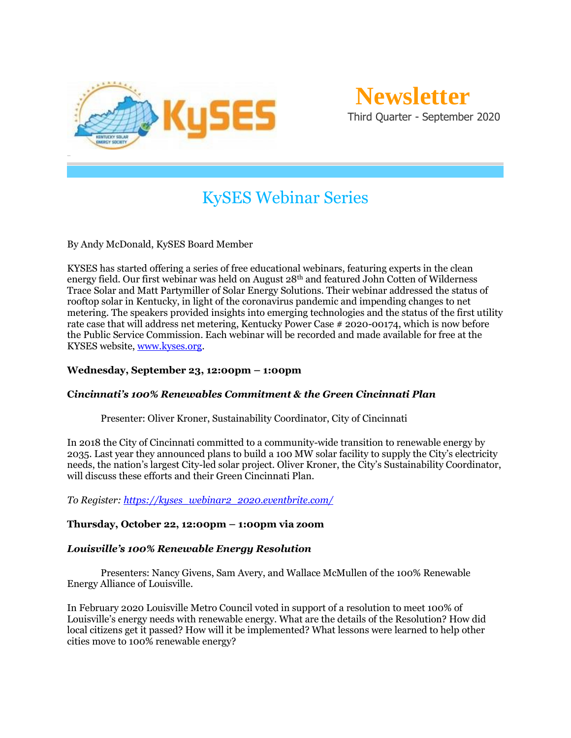# Newsletter

Third Quarter - September 2020

## KySES Webinar Series

By Andy McDonald, KySES Board Member

KYSES has started offering a series of free educational webinars, featuring experts in the clean energy field. Our first webinar was held on August 28th and featured John Cotten of Wilderness Trace Solar and Matt Partymiller of Solar Energy Solutions. Their webinar addressed the status of rooftop solar in Kentucky, in light of the coronavirus pandemic and impending changes to net metering. The speakers provided insights into emerging technologies and the status of the first utility rate case that will address net metering, Kentucky Power Case # 2020-00174, which is now before the Public Service Commission. Each webinar will be recorded and made available for free at the KYSES website, [www.kyses.org](www.kyses.org).

**Wednesday, September 23, 12:00pm – 1:00pm**

***Cincinnati's 100% Renewables Commitment & the Green Cincinnati Plan***

Presenter: Oliver Kroner, Sustainability Coordinator, City of Cincinnati

In 2018 the City of Cincinnati committed to a community-wide transition to renewable energy by 2035. Last year they announced plans to build a 100 MW solar facility to supply the City's electricity needs, the nation's largest City-led solar project. Oliver Kroner, the City's Sustainability Coordinator, will discuss these efforts and their Green Cincinnati Plan.

*To Register: [https://kyses_webinar2_2020.eventbrite.com/](https://kyses_webinar2_2020.eventbrite.com/)*

**Thursday, October 22, 12:00pm – 1:00pm via zoom**

***Louisville's 100% Renewable Energy Resolution***

Presenters: Nancy Givens, Sam Avery, and Wallace McMullen of the 100% Renewable Energy Alliance of Louisville.

In February 2020 Louisville Metro Council voted in support of a resolution to meet 100% of Louisville's energy needs with renewable energy. What are the details of the Resolution? How did local citizens get it passed? How will it be implemented? What lessons were learned to help other cities move to 100% renewable energy?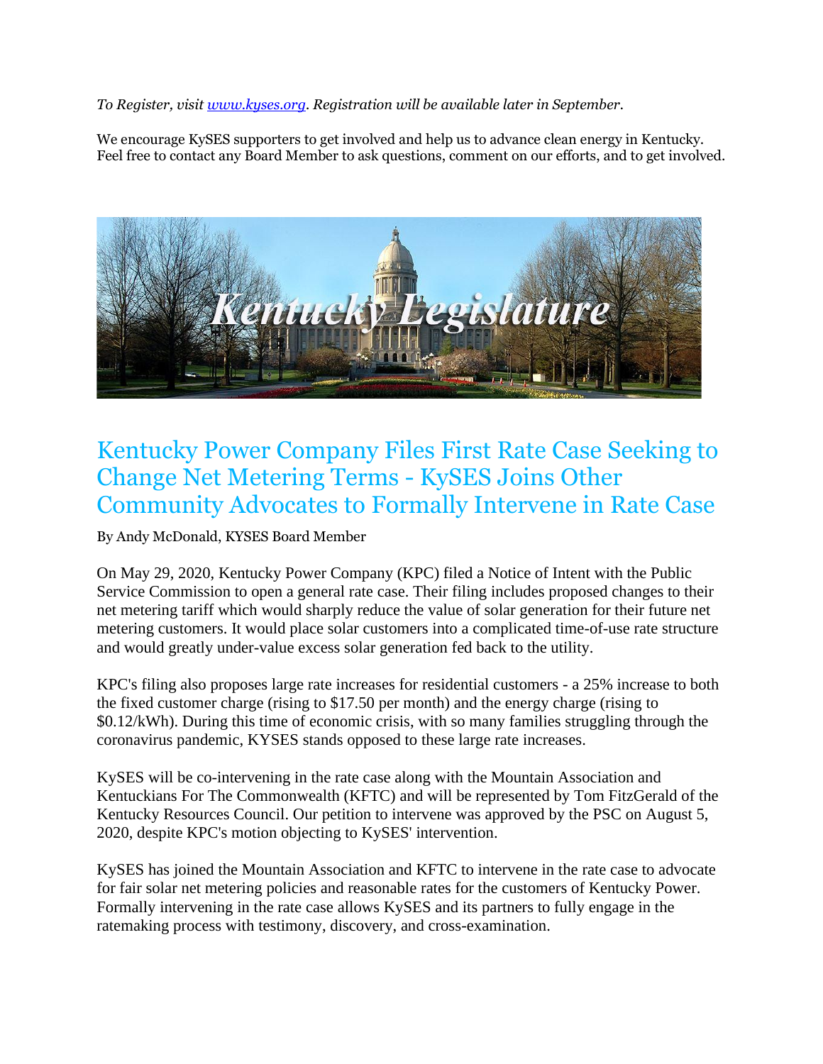*To Register, visit [www.kyses.org](http://www.kyses.org). Registration will be available later in September.*

We encourage KySES supporters to get involved and help us to advance clean energy in Kentucky. Feel free to contact any Board Member to ask questions, comment on our efforts, and to get involved.

## Kentucky Power Company Files First Rate Case Seeking to Change Net Metering Terms - KySES Joins Other Community Advocates to Formally Intervene in Rate Case

By Andy McDonald, KYSES Board Member

On May 29, 2020, Kentucky Power Company (KPC) filed a Notice of Intent with the Public Service Commission to open a general rate case. Their filing includes proposed changes to their net metering tariff which would sharply reduce the value of solar generation for their future net metering customers. It would place solar customers into a complicated time-of-use rate structure and would greatly under-value excess solar generation fed back to the utility.

KPC's filing also proposes large rate increases for residential customers - a 25% increase to both the fixed customer charge (rising to $17.50 per month) and the energy charge (rising to $0.12/kWh). During this time of economic crisis, with so many families struggling through the coronavirus pandemic, KYSES stands opposed to these large rate increases.

KySES will be co-intervening in the rate case along with the Mountain Association and Kentuckians For The Commonwealth (KFTC) and will be represented by Tom FitzGerald of the Kentucky Resources Council. Our petition to intervene was approved by the PSC on August 5, 2020, despite KPC's motion objecting to KySES' intervention.

KySES has joined the Mountain Association and KFTC to intervene in the rate case to advocate for fair solar net metering policies and reasonable rates for the customers of Kentucky Power. Formally intervening in the rate case allows KySES and its partners to fully engage in the ratemaking process with testimony, discovery, and cross-examination.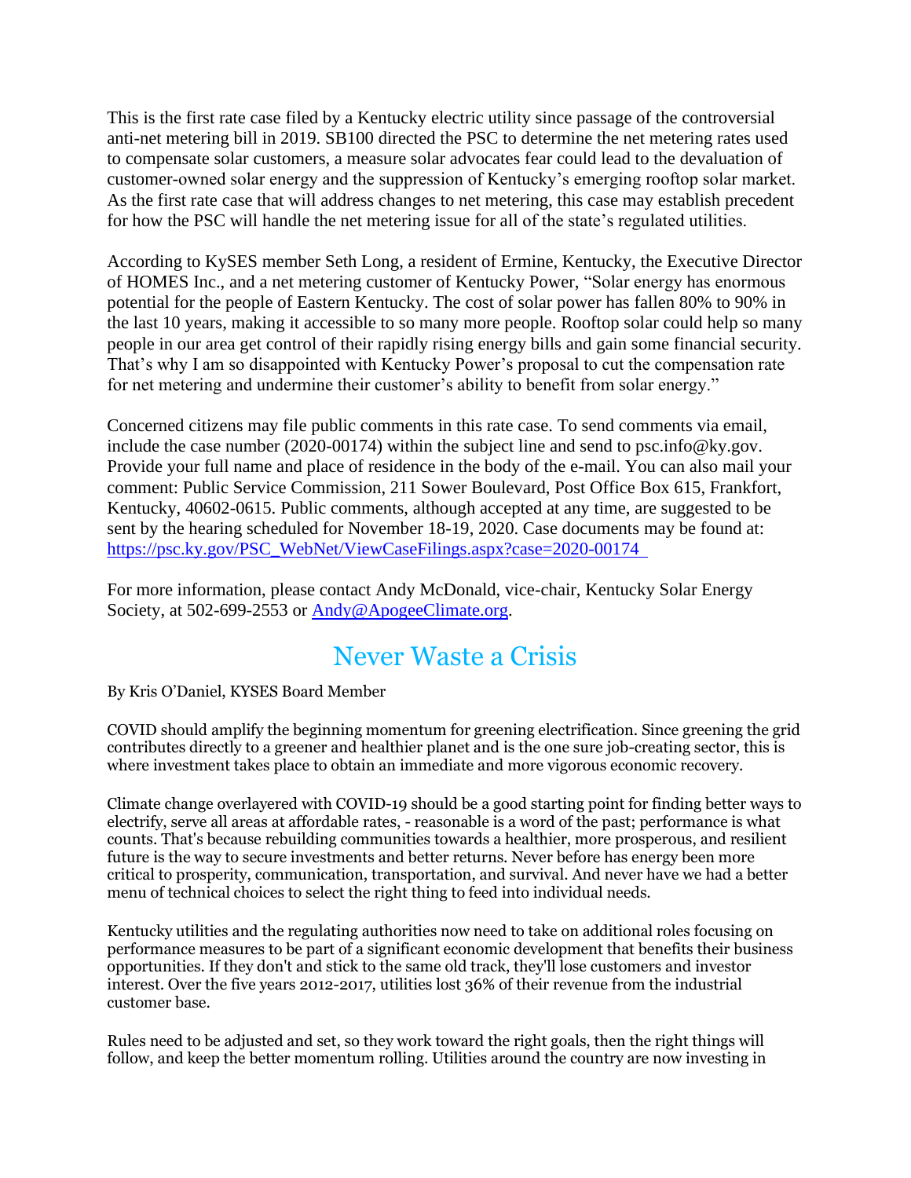This is the first rate case filed by a Kentucky electric utility since passage of the controversial anti-net metering bill in 2019. SB100 directed the PSC to determine the net metering rates used to compensate solar customers, a measure solar advocates fear could lead to the devaluation of customer-owned solar energy and the suppression of Kentucky's emerging rooftop solar market. As the first rate case that will address changes to net metering, this case may establish precedent for how the PSC will handle the net metering issue for all of the state's regulated utilities.

According to KySES member Seth Long, a resident of Ermine, Kentucky, the Executive Director of HOMES Inc., and a net metering customer of Kentucky Power, "Solar energy has enormous potential for the people of Eastern Kentucky. The cost of solar power has fallen 80% to 90% in the last 10 years, making it accessible to so many more people. Rooftop solar could help so many people in our area get control of their rapidly rising energy bills and gain some financial security. That's why I am so disappointed with Kentucky Power's proposal to cut the compensation rate for net metering and undermine their customer's ability to benefit from solar energy."

Concerned citizens may file public comments in this rate case. To send comments via email, include the case number (2020-00174) within the subject line and send to psc.info@ky.gov. Provide your full name and place of residence in the body of the e-mail. You can also mail your comment: Public Service Commission, 211 Sower Boulevard, Post Office Box 615, Frankfort, Kentucky, 40602-0615. Public comments, although accepted at any time, are suggested to be sent by the hearing scheduled for November 18-19, 2020. Case documents may be found at: [https://psc.ky.gov/PSC_WebNet/ViewCaseFilings.aspx?case=2020-00174](https://psc.ky.gov/PSC_WebNet/ViewCaseFilings.aspx?case=2020-00174)

For more information, please contact Andy McDonald, vice-chair, Kentucky Solar Energy Society, at 502-699-2553 or [Andy@ApogeeClimate.org](mailto:Andy@ApogeeClimate.org).

## Never Waste a Crisis

By Kris O'Daniel, KYSES Board Member

COVID should amplify the beginning momentum for greening electrification. Since greening the grid contributes directly to a greener and healthier planet and is the one sure job-creating sector, this is where investment takes place to obtain an immediate and more vigorous economic recovery.

Climate change overlayered with COVID-19 should be a good starting point for finding better ways to electrify, serve all areas at affordable rates, - reasonable is a word of the past; performance is what counts. That's because rebuilding communities towards a healthier, more prosperous, and resilient future is the way to secure investments and better returns. Never before has energy been more critical to prosperity, communication, transportation, and survival. And never have we had a better menu of technical choices to select the right thing to feed into individual needs.

Kentucky utilities and the regulating authorities now need to take on additional roles focusing on performance measures to be part of a significant economic development that benefits their business opportunities. If they don't and stick to the same old track, they'll lose customers and investor interest. Over the five years 2012-2017, utilities lost 36% of their revenue from the industrial customer base.

Rules need to be adjusted and set, so they work toward the right goals, then the right things will follow, and keep the better momentum rolling. Utilities around the country are now investing in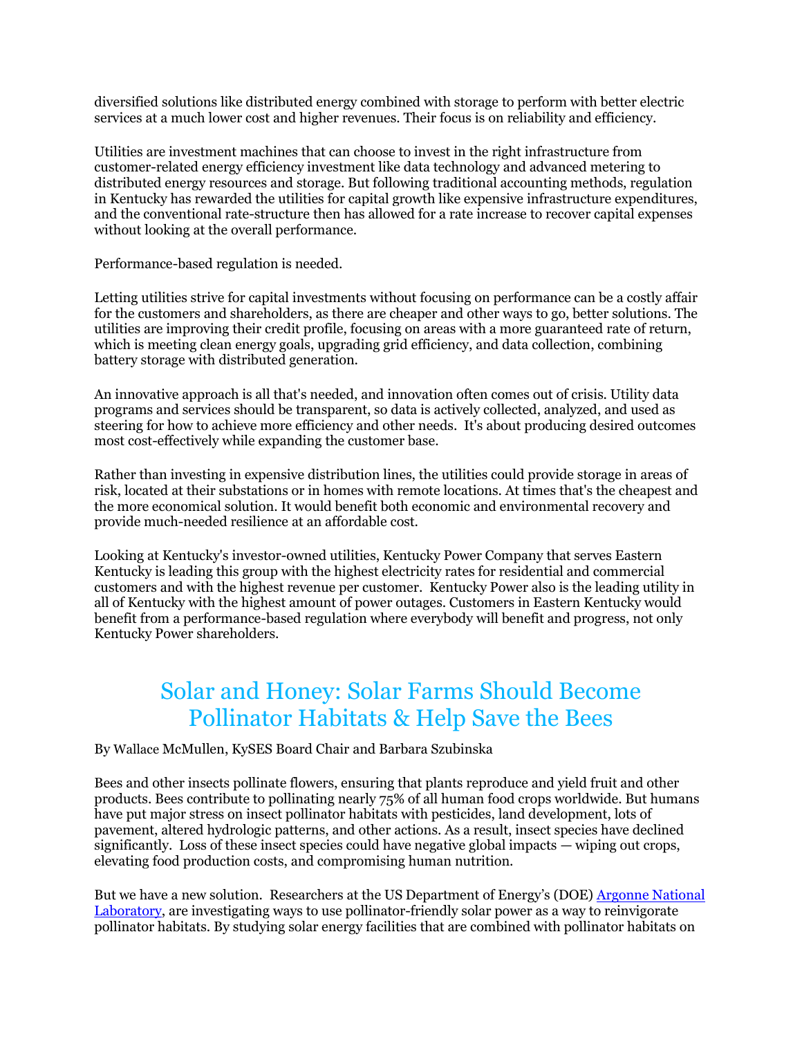diversified solutions like distributed energy combined with storage to perform with better electric services at a much lower cost and higher revenues. Their focus is on reliability and efficiency.

Utilities are investment machines that can choose to invest in the right infrastructure from customer-related energy efficiency investment like data technology and advanced metering to distributed energy resources and storage. But following traditional accounting methods, regulation in Kentucky has rewarded the utilities for capital growth like expensive infrastructure expenditures, and the conventional rate-structure then has allowed for a rate increase to recover capital expenses without looking at the overall performance.

Performance-based regulation is needed.

Letting utilities strive for capital investments without focusing on performance can be a costly affair for the customers and shareholders, as there are cheaper and other ways to go, better solutions. The utilities are improving their credit profile, focusing on areas with a more guaranteed rate of return, which is meeting clean energy goals, upgrading grid efficiency, and data collection, combining battery storage with distributed generation.

An innovative approach is all that's needed, and innovation often comes out of crisis. Utility data programs and services should be transparent, so data is actively collected, analyzed, and used as steering for how to achieve more efficiency and other needs. It's about producing desired outcomes most cost-effectively while expanding the customer base.

Rather than investing in expensive distribution lines, the utilities could provide storage in areas of risk, located at their substations or in homes with remote locations. At times that's the cheapest and the more economical solution. It would benefit both economic and environmental recovery and provide much-needed resilience at an affordable cost.

Looking at Kentucky's investor-owned utilities, Kentucky Power Company that serves Eastern Kentucky is leading this group with the highest electricity rates for residential and commercial customers and with the highest revenue per customer. Kentucky Power also is the leading utility in all of Kentucky with the highest amount of power outages. Customers in Eastern Kentucky would benefit from a performance-based regulation where everybody will benefit and progress, not only Kentucky Power shareholders.

## Solar and Honey: Solar Farms Should Become Pollinator Habitats & Help Save the Bees

By Wallace McMullen, KySES Board Chair and Barbara Szubinska

Bees and other insects pollinate flowers, ensuring that plants reproduce and yield fruit and other products. Bees contribute to pollinating nearly 75% of all human food crops worldwide. But humans have put major stress on insect pollinator habitats with pesticides, land development, lots of pavement, altered hydrologic patterns, and other actions. As a result, insect species have declined significantly. Loss of these insect species could have negative global impacts — wiping out crops, elevating food production costs, and compromising human nutrition.

But we have a new solution. Researchers at the US Department of Energy's (DOE) [Argonne National Laboratory](), are investigating ways to use pollinator-friendly solar power as a way to reinvigorate pollinator habitats. By studying solar energy facilities that are combined with pollinator habitats on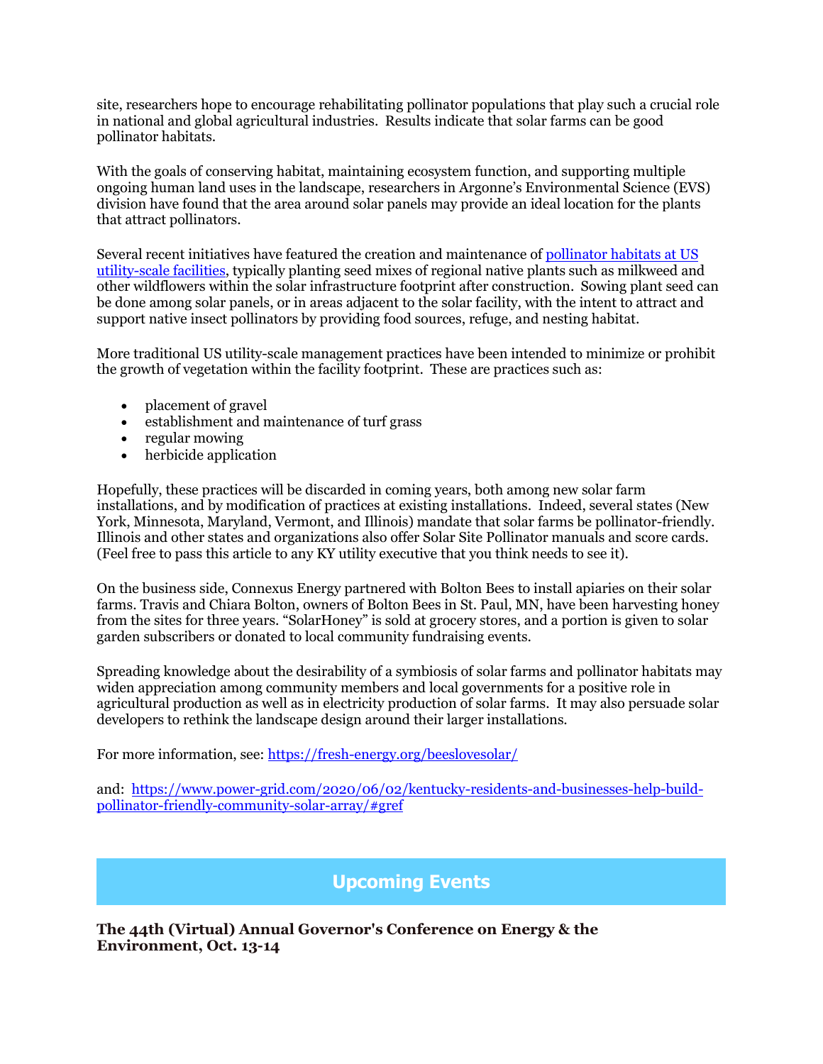site, researchers hope to encourage rehabilitating pollinator populations that play such a crucial role in national and global agricultural industries. Results indicate that solar farms can be good pollinator habitats.

With the goals of conserving habitat, maintaining ecosystem function, and supporting multiple ongoing human land uses in the landscape, researchers in Argonne's Environmental Science (EVS) division have found that the area around solar panels may provide an ideal location for the plants that attract pollinators.

Several recent initiatives have featured the creation and maintenance of [pollinator habitats at US utility-scale facilities](), typically planting seed mixes of regional native plants such as milkweed and other wildflowers within the solar infrastructure footprint after construction. Sowing plant seed can be done among solar panels, or in areas adjacent to the solar facility, with the intent to attract and support native insect pollinators by providing food sources, refuge, and nesting habitat.

More traditional US utility-scale management practices have been intended to minimize or prohibit the growth of vegetation within the facility footprint. These are practices such as:

- placement of gravel
- establishment and maintenance of turf grass
- regular mowing
- herbicide application

Hopefully, these practices will be discarded in coming years, both among new solar farm installations, and by modification of practices at existing installations. Indeed, several states (New York, Minnesota, Maryland, Vermont, and Illinois) mandate that solar farms be pollinator-friendly. Illinois and other states and organizations also offer Solar Site Pollinator manuals and score cards. (Feel free to pass this article to any KY utility executive that you think needs to see it).

On the business side, Connexus Energy partnered with Bolton Bees to install apiaries on their solar farms. Travis and Chiara Bolton, owners of Bolton Bees in St. Paul, MN, have been harvesting honey from the sites for three years. "SolarHoney" is sold at grocery stores, and a portion is given to solar garden subscribers or donated to local community fundraising events.

Spreading knowledge about the desirability of a symbiosis of solar farms and pollinator habitats may widen appreciation among community members and local governments for a positive role in agricultural production as well as in electricity production of solar farms. It may also persuade solar developers to rethink the landscape design around their larger installations.

For more information, see: https://fresh-energy.org/beeslovesolar/

and: https://www.power-grid.com/2020/06/02/kentucky-residents-and-businesses-help-build-pollinator-friendly-community-solar-array/#gref

## Upcoming Events

**The 44th (Virtual) Annual Governor's Conference on Energy & the Environment, Oct. 13-14**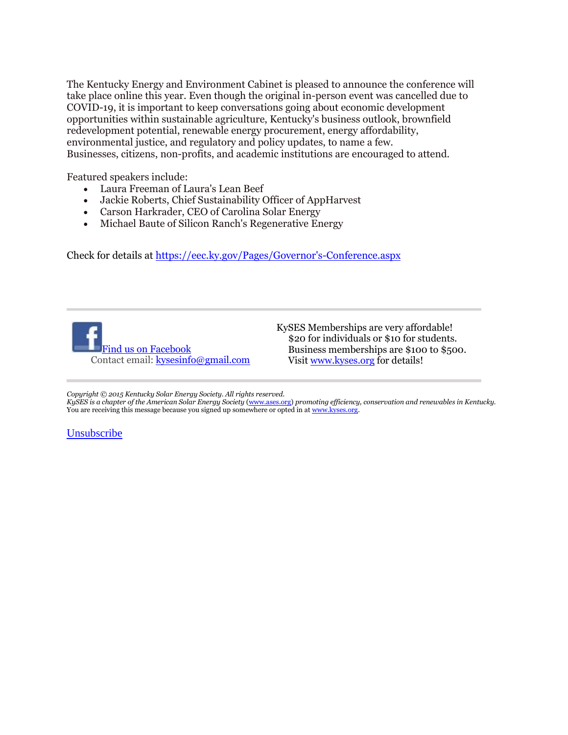The Kentucky Energy and Environment Cabinet is pleased to announce the conference will take place online this year. Even though the original in-person event was cancelled due to COVID-19, it is important to keep conversations going about economic development opportunities within sustainable agriculture, Kentucky's business outlook, brownfield redevelopment potential, renewable energy procurement, energy affordability, environmental justice, and regulatory and policy updates, to name a few. Businesses, citizens, non-profits, and academic institutions are encouraged to attend.

Featured speakers include:

- Laura Freeman of Laura's Lean Beef
- Jackie Roberts, Chief Sustainability Officer of AppHarvest
- Carson Harkrader, CEO of Carolina Solar Energy
- Michael Baute of Silicon Ranch's Regenerative Energy

Check for details at https://eec.ky.gov/Pages/Governor's-Conference.aspx

---

Find us on Facebook
Contact email: kysesinfo@gmail.com

KySES Memberships are very affordable!
$20 for individuals or $10 for students.
Business memberships are $100 to $500.
Visit www.kyses.org for details!

---

*Copyright © 2015 Kentucky Solar Energy Society. All rights reserved.*
*KySES is a chapter of the American Solar Energy Society (www.ases.org) promoting efficiency, conservation and renewables in Kentucky.*
You are receiving this message because you signed up somewhere or opted in at www.kyses.org.

Unsubscribe